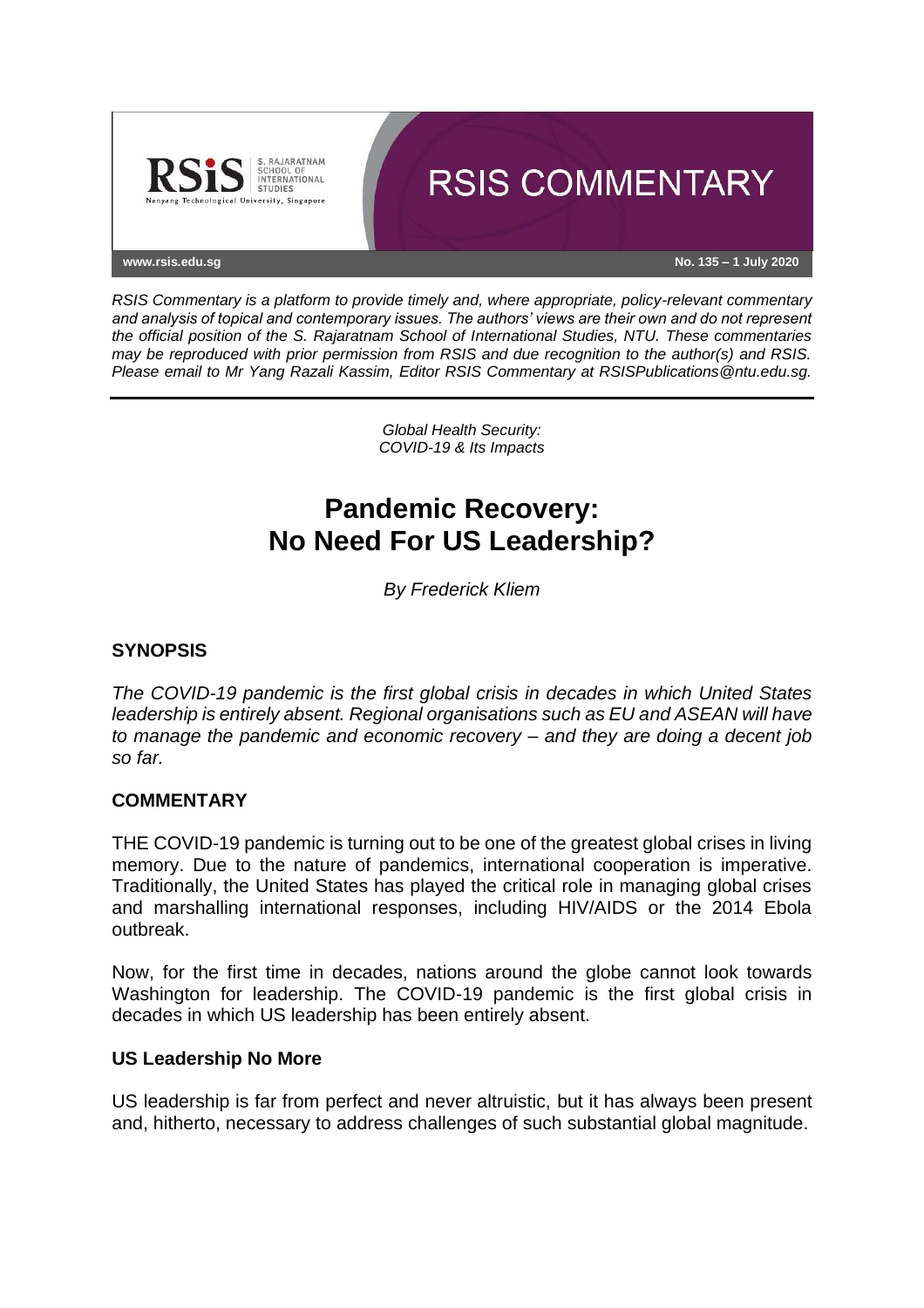# RSIS COMMENTARY

www.rsis.edu.sg

No. 135 – 1 July 2020

*RSIS Commentary is a platform to provide timely and, where appropriate, policy-relevant commentary and analysis of topical and contemporary issues. The authors' views are their own and do not represent the official position of the S. Rajaratnam School of International Studies, NTU. These commentaries may be reproduced with prior permission from RSIS and due recognition to the author(s) and RSIS. Please email to Mr Yang Razali Kassim, Editor RSIS Commentary at RSISPublications@ntu.edu.sg.*

*Global Health Security: COVID-19 & Its Impacts*

# Pandemic Recovery: No Need For US Leadership?

*By Frederick Kliem*

## SYNOPSIS

*The COVID-19 pandemic is the first global crisis in decades in which United States leadership is entirely absent. Regional organisations such as EU and ASEAN will have to manage the pandemic and economic recovery – and they are doing a decent job so far.*

## COMMENTARY

THE COVID-19 pandemic is turning out to be one of the greatest global crises in living memory. Due to the nature of pandemics, international cooperation is imperative. Traditionally, the United States has played the critical role in managing global crises and marshalling international responses, including HIV/AIDS or the 2014 Ebola outbreak.

Now, for the first time in decades, nations around the globe cannot look towards Washington for leadership. The COVID-19 pandemic is the first global crisis in decades in which US leadership has been entirely absent.

### US Leadership No More

US leadership is far from perfect and never altruistic, but it has always been present and, hitherto, necessary to address challenges of such substantial global magnitude.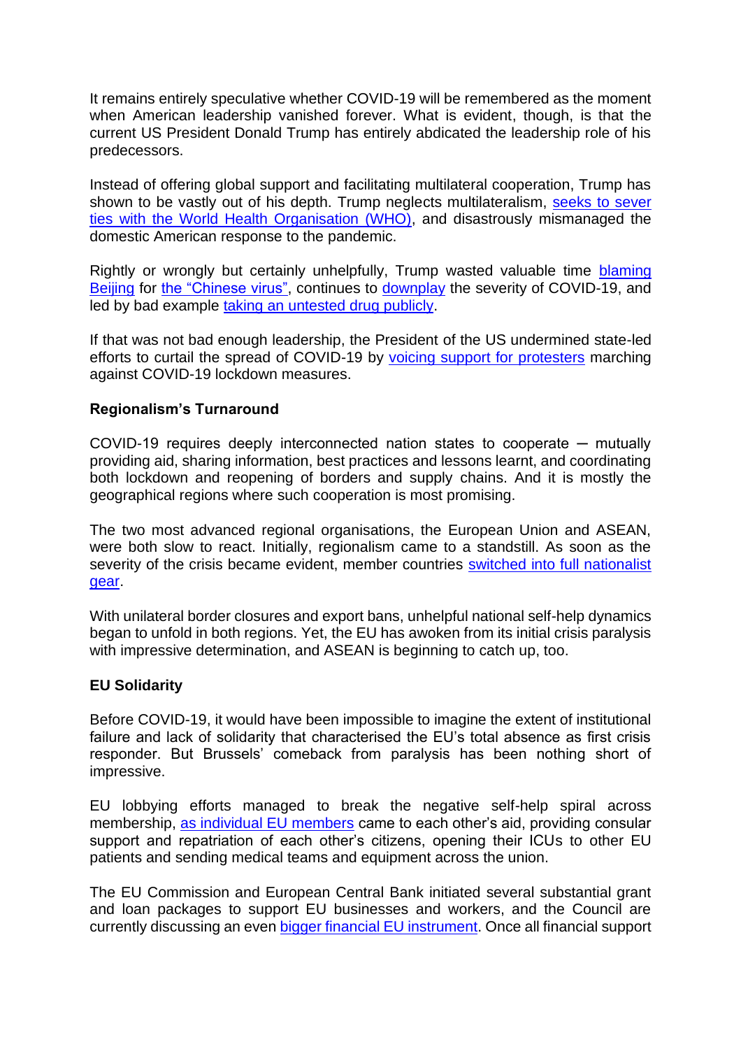It remains entirely speculative whether COVID-19 will be remembered as the moment when American leadership vanished forever. What is evident, though, is that the current US President Donald Trump has entirely abdicated the leadership role of his predecessors.

Instead of offering global support and facilitating multilateral cooperation, Trump has shown to be vastly out of his depth. Trump neglects multilateralism, seeks to sever ties with the World Health Organisation (WHO), and disastrously mismanaged the domestic American response to the pandemic.

Rightly or wrongly but certainly unhelpfully, Trump wasted valuable time blaming Beijing for the "Chinese virus", continues to downplay the severity of COVID-19, and led by bad example taking an untested drug publicly.

If that was not bad enough leadership, the President of the US undermined state-led efforts to curtail the spread of COVID-19 by voicing support for protesters marching against COVID-19 lockdown measures.

**Regionalism's Turnaround**

COVID-19 requires deeply interconnected nation states to cooperate – mutually providing aid, sharing information, best practices and lessons learnt, and coordinating both lockdown and reopening of borders and supply chains. And it is mostly the geographical regions where such cooperation is most promising.

The two most advanced regional organisations, the European Union and ASEAN, were both slow to react. Initially, regionalism came to a standstill. As soon as the severity of the crisis became evident, member countries switched into full nationalist gear.

With unilateral border closures and export bans, unhelpful national self-help dynamics began to unfold in both regions. Yet, the EU has awoken from its initial crisis paralysis with impressive determination, and ASEAN is beginning to catch up, too.

**EU Solidarity**

Before COVID-19, it would have been impossible to imagine the extent of institutional failure and lack of solidarity that characterised the EU's total absence as first crisis responder. But Brussels' comeback from paralysis has been nothing short of impressive.

EU lobbying efforts managed to break the negative self-help spiral across membership, as individual EU members came to each other's aid, providing consular support and repatriation of each other's citizens, opening their ICUs to other EU patients and sending medical teams and equipment across the union.

The EU Commission and European Central Bank initiated several substantial grant and loan packages to support EU businesses and workers, and the Council are currently discussing an even bigger financial EU instrument. Once all financial support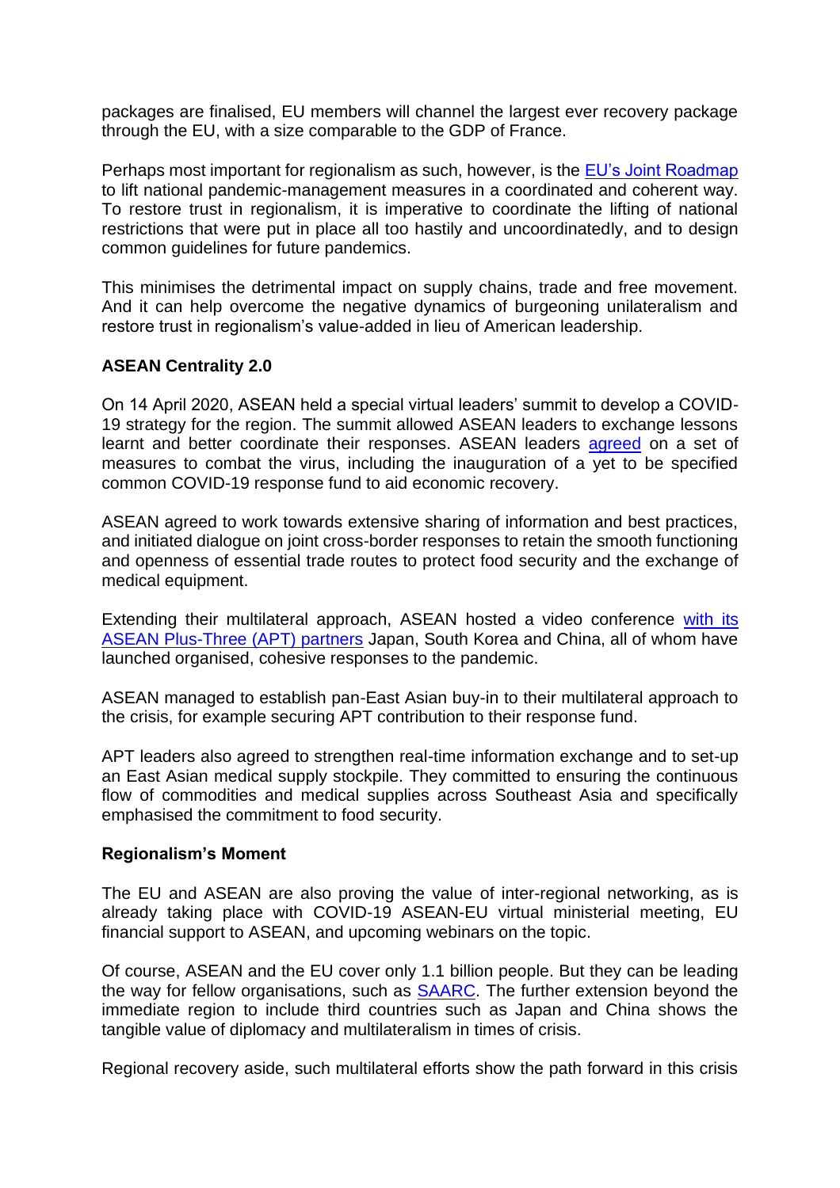packages are finalised, EU members will channel the largest ever recovery package through the EU, with a size comparable to the GDP of France.

Perhaps most important for regionalism as such, however, is the EU's Joint Roadmap to lift national pandemic-management measures in a coordinated and coherent way. To restore trust in regionalism, it is imperative to coordinate the lifting of national restrictions that were put in place all too hastily and uncoordinatedly, and to design common guidelines for future pandemics.

This minimises the detrimental impact on supply chains, trade and free movement. And it can help overcome the negative dynamics of burgeoning unilateralism and restore trust in regionalism's value-added in lieu of American leadership.

## ASEAN Centrality 2.0

On 14 April 2020, ASEAN held a special virtual leaders' summit to develop a COVID-19 strategy for the region. The summit allowed ASEAN leaders to exchange lessons learnt and better coordinate their responses. ASEAN leaders agreed on a set of measures to combat the virus, including the inauguration of a yet to be specified common COVID-19 response fund to aid economic recovery.

ASEAN agreed to work towards extensive sharing of information and best practices, and initiated dialogue on joint cross-border responses to retain the smooth functioning and openness of essential trade routes to protect food security and the exchange of medical equipment.

Extending their multilateral approach, ASEAN hosted a video conference with its ASEAN Plus-Three (APT) partners Japan, South Korea and China, all of whom have launched organised, cohesive responses to the pandemic.

ASEAN managed to establish pan-East Asian buy-in to their multilateral approach to the crisis, for example securing APT contribution to their response fund.

APT leaders also agreed to strengthen real-time information exchange and to set-up an East Asian medical supply stockpile. They committed to ensuring the continuous flow of commodities and medical supplies across Southeast Asia and specifically emphasised the commitment to food security.

## Regionalism's Moment

The EU and ASEAN are also proving the value of inter-regional networking, as is already taking place with COVID-19 ASEAN-EU virtual ministerial meeting, EU financial support to ASEAN, and upcoming webinars on the topic.

Of course, ASEAN and the EU cover only 1.1 billion people. But they can be leading the way for fellow organisations, such as SAARC. The further extension beyond the immediate region to include third countries such as Japan and China shows the tangible value of diplomacy and multilateralism in times of crisis.

Regional recovery aside, such multilateral efforts show the path forward in this crisis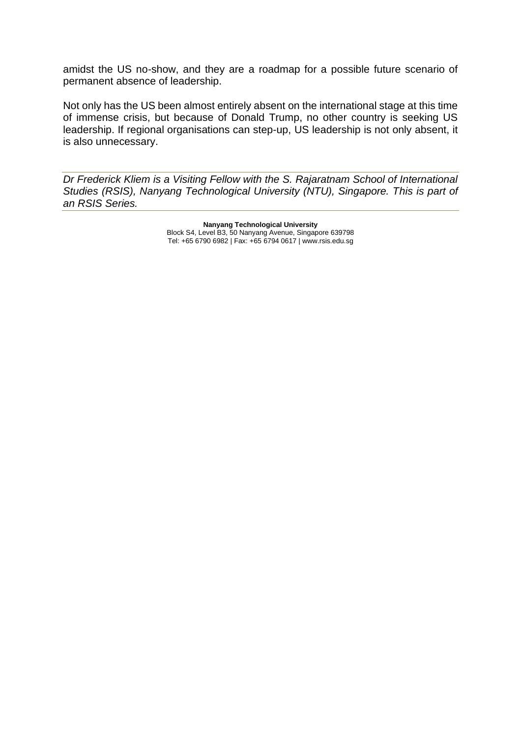amidst the US no-show, and they are a roadmap for a possible future scenario of permanent absence of leadership.

Not only has the US been almost entirely absent on the international stage at this time of immense crisis, but because of Donald Trump, no other country is seeking US leadership. If regional organisations can step-up, US leadership is not only absent, it is also unnecessary.

---

*Dr Frederick Kliem is a Visiting Fellow with the S. Rajaratnam School of International Studies (RSIS), Nanyang Technological University (NTU), Singapore. This is part of an RSIS Series.*

---

**Nanyang Technological University**
Block S4, Level B3, 50 Nanyang Avenue, Singapore 639798
Tel: +65 6790 6982 | Fax: +65 6794 0617 | www.rsis.edu.sg